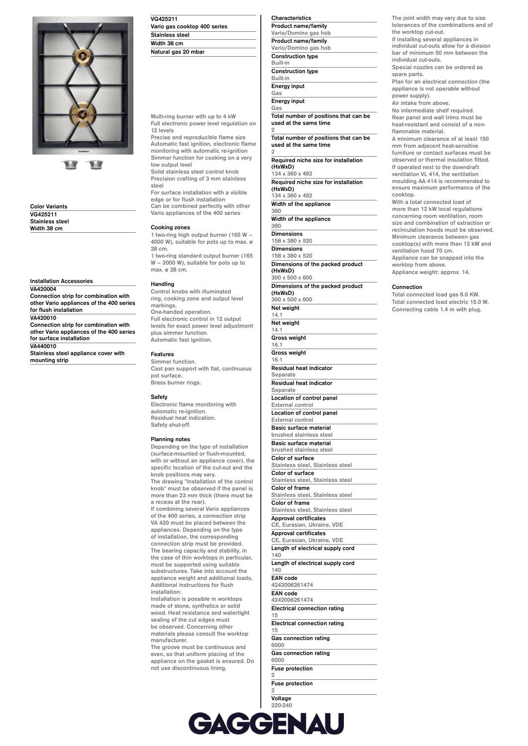**VG425211**

**Vario gas cooktop 400 series**

**Stainless steel**

**Width 38 cm**

**Natural gas 20 mbar**

Multi-ring burner with up to 4 kW
Full electronic power level regulation on 12 levels
Precise and reproducible flame size
Automatic fast ignition, electronic flame monitoring with automatic re-ignition
Simmer function for cooking on a very low output level
Solid stainless steel control knob
Precision crafting of 3 mm stainless steel
For surface installation with a visible edge or for flush installation
Can be combined perfectly with other Vario appliances of the 400 series

### Color Variants

**VG425211**
**Stainless steel**
**Width 38 cm**

### Installation Accessories

**VA420004**
**Connection strip for combination with other Vario appliances of the 400 series for flush installation**

**VA420010**
**Connection strip for combination with other Vario appliances of the 400 series for surface installation**

**VA440010**
**Stainless steel appliance cover with mounting strip**

### Cooking zones

1 two-ring high output burner (165 W – 4000 W), suitable for pots up to max. ø 28 cm.
1 two-ring standard output burner (165 W – 2000 W), suitable for pots up to max. ø 28 cm.

### Handling

Control knobs with illuminated ring, cooking zone and output level markings.
One-handed operation.
Full electronic control in 12 output levels for exact power level adjustment plus simmer function.
Automatic fast ignition.

### Features

Simmer function.
Cast pan support with flat, continuous pot surface.
Brass burner rings.

### Safety

Electronic flame monitoring with automatic re-ignition.
Residual heat indication.
Safety shut-off.

### Planning notes

Depending on the type of installation (surface-mounted or flush-mounted, with or without an appliance cover), the specific location of the cut-out and the knob positions may vary.
The drawing "Installation of the control knob" must be observed if the panel is more than 23 mm thick (there must be a recess at the rear).
If combining several Vario appliances of the 400 series, a connection strip VA 420 must be placed between the appliances. Depending on the type of installation, the corresponding connection strip must be provided.
The bearing capacity and stability, in the case of thin worktops in particular, must be supported using suitable substructures. Take into account the appliance weight and additional loads.
Additional instructions for flush installation:
Installation is possible in worktops made of stone, synthetics or solid wood. Heat resistance and watertight sealing of the cut edges must be observed. Concerning other materials please consult the worktop manufacturer.
The groove must be continuous and even, so that uniform placing of the appliance on the gasket is ensured. Do not use discontinuous lining.

### Characteristics

| Characteristic | Value |
|---|---|
| Product name/family | Vario/Domino gas hob |
| Product name/family | Vario/Domino gas hob |
| Construction type | Built-in |
| Construction type | Built-in |
| Energy input | Gas |
| Energy input | Gas |
| Total number of positions that can be used at the same time | 2 |
| Total number of positions that can be used at the same time | 2 |
| Required niche size for installation (HxWxD) | 134 x 360 x 492 |
| Required niche size for installation (HxWxD) | 134 x 360 x 492 |
| Width of the appliance | 380 |
| Width of the appliance | 380 |
| Dimensions | 158 x 380 x 520 |
| Dimensions | 158 x 380 x 520 |
| Dimensions of the packed product (HxWxD) | 300 x 500 x 600 |
| Dimensions of the packed product (HxWxD) | 300 x 500 x 600 |
| Net weight | 14.1 |
| Net weight | 14.1 |
| Gross weight | 16.1 |
| Gross weight | 16.1 |
| Residual heat indicator | Separate |
| Residual heat indicator | Separate |
| Location of control panel | External control |
| Location of control panel | External control |
| Basic surface material | brushed stainless steel |
| Basic surface material | brushed stainless steel |
| Color of surface | Stainless steel, Stainless steel |
| Color of surface | Stainless steel, Stainless steel |
| Color of frame | Stainless steel, Stainless steel |
| Color of frame | Stainless steel, Stainless steel |
| Approval certificates | CE, Eurasian, Ukraine, VDE |
| Approval certificates | CE, Eurasian, Ukraine, VDE |
| Length of electrical supply cord | 140 |
| Length of electrical supply cord | 140 |
| EAN code | 4242006261474 |
| EAN code | 4242006261474 |
| Electrical connection rating | 15 |
| Electrical connection rating | 15 |
| Gas connection rating | 6000 |
| Gas connection rating | 6000 |
| Fuse protection | 2 |
| Fuse protection | 2 |
| Voltage | 220-240 |

The joint width may vary due to size tolerances of the combinations and of the worktop cut-out.
If installing several appliances in individual cut-outs allow for a division bar of minimum 50 mm between the individual cut-outs.
Special nozzles can be ordered as spare parts.
Plan for an electrical connection (the appliance is not operable without power supply).
Air intake from above.
No intermediate shelf required.
Rear panel and wall trims must be heat-resistant and consist of a non-flammable material.
A minimum clearance of at least 150 mm from adjacent heat-sensitive furniture or contact surfaces must be observed or thermal insulation fitted.
If operated next to the downdraft ventilation VL 414, the ventilation moulding AA 414 is recommended to ensure maximum performance of the cooktop.
With a total connected load of more than 12 kW local regulations concerning room ventilation, room size and combination of extraction or recirculation hoods must be observed.
Minimum clearance between gas cooktop(s) with more than 12 kW and ventilation hood 70 cm.
Appliance can be snapped into the worktop from above.
Appliance weight: approx. 14.

### Connection

Total connected load gas 6.0 KW.
Total connected load electric 15.0 W.
Connecting cable 1.4 m with plug.

GAGGENAU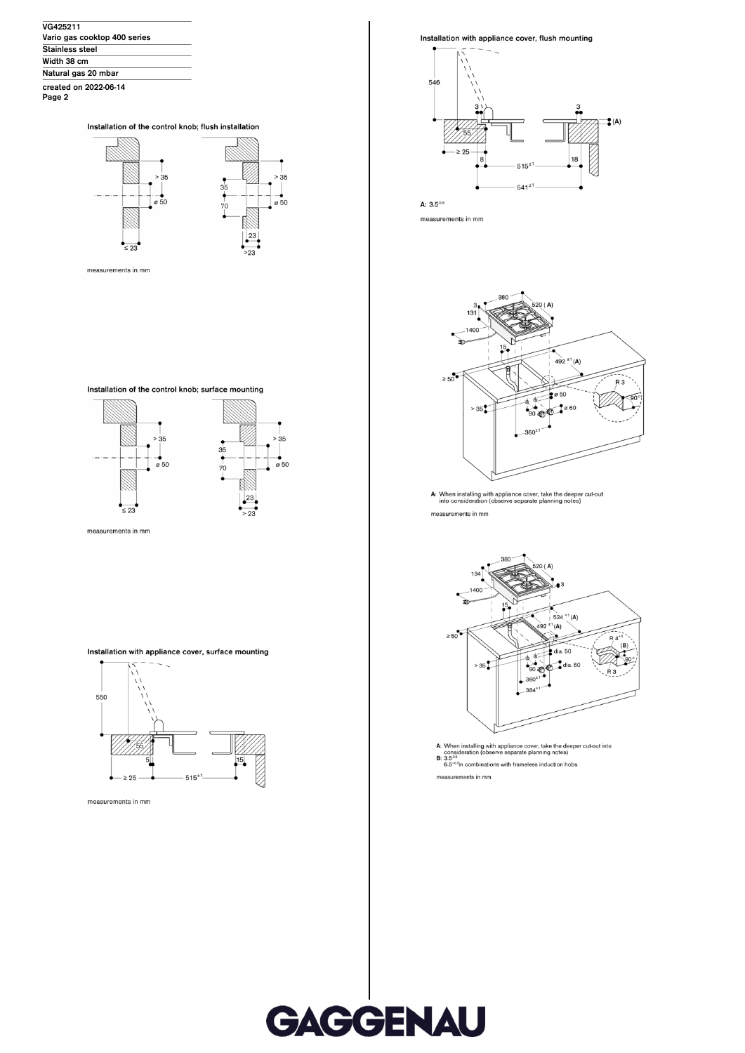VG425211
Vario gas cooktop 400 series
Stainless steel
Width 38 cm
Natural gas 20 mbar
created on 2022-06-14

### Installation of the control knob; flush installation

> 35, ø 50, ≤ 23, 35, 70, 23, >23

measurements in mm

### Installation of the control knob; surface mounting

> 35, ø 50, ≤ 23, 35, 70, 23, > 23

measurements in mm

### Installation with appliance cover, surface mounting

550, 55, 5, ≥ 25, $515^{\pm1}$, 15

measurements in mm

### Installation with appliance cover, flush mounting

546, 3, 55, ≥ 25, 8, $515^{\pm1}$, 18, $541^{\pm1}$, 3, (A)

A: $3.5^{-0.5}$

measurements in mm

380, 3, 131, 520 (A), 1400, 15, $492^{\pm1}$ (A), ≥ 50, R 3, ø 50, 90°, > 35, 90, ø 60, $360^{\pm1}$

A: When installing with appliance cover, take the deeper cut-out into consideration (observe separate planning notes)

measurements in mm

380, 134, 520 (A), 3, 1400, 15, $524^{\pm1}$ (A), $492^{\pm1}$ (A), ≥ 50, R $4^{+1}$, (B), dia. 50, 90°, > 35, 90, dia. 60, R 3, $360^{\pm1}$, $384^{\pm1}$

A: When installing with appliance cover, take the deeper cut-out into consideration (observe separate planning notes)
B: $3.5^{-0.5}$
$6.5^{+0.5}$in combinations with frameless induction hobs

measurements in mm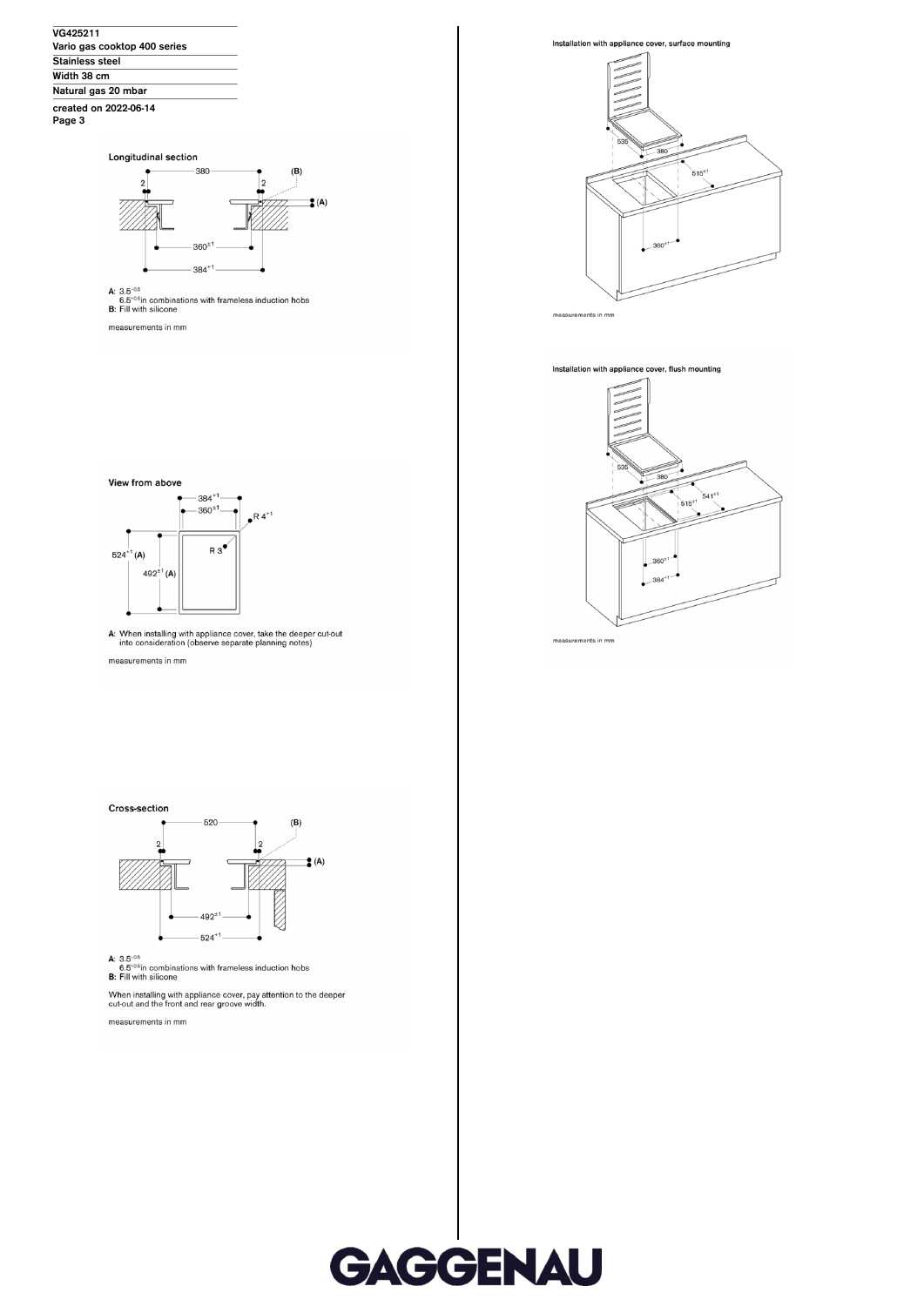VG425211
Vario gas cooktop 400 series
Stainless steel
Width 38 cm
Natural gas 20 mbar
created on 2022-06-14
Page 3

Longitudinal section

380
(B)
2
2
(A)
$360^{\pm1}$
$384^{+1}$

A: $3.5^{-0.5}$
$6.5^{-0.5}$in combinations with frameless induction hobs
B: Fill with silicone

measurements in mm

View from above

$384^{+1}$
$360^{\pm1}$
R $4^{+1}$
R 3
$524^{+1}$ (A)
$492^{\pm1}$ (A)

A: When installing with appliance cover, take the deeper cut-out into consideration (observe separate planning notes)

measurements in mm

Cross-section

520
(B)
2
2
(A)
$492^{\pm1}$
$524^{+1}$

A: $3.5^{-0.5}$
$6.5^{-0.5}$in combinations with frameless induction hobs
B: Fill with silicone

When installing with appliance cover, pay attention to the deeper cut-out and the front and rear groove width.

measurements in mm

Installation with appliance cover, surface mounting

535
380
$515^{+1}$
$360^{+1}$

measurements in mm

Installation with appliance cover, flush mounting

535
380
$541^{\pm1}$
$515^{\pm1}$
$360^{+1}$
$384^{+1}$

measurements in mm